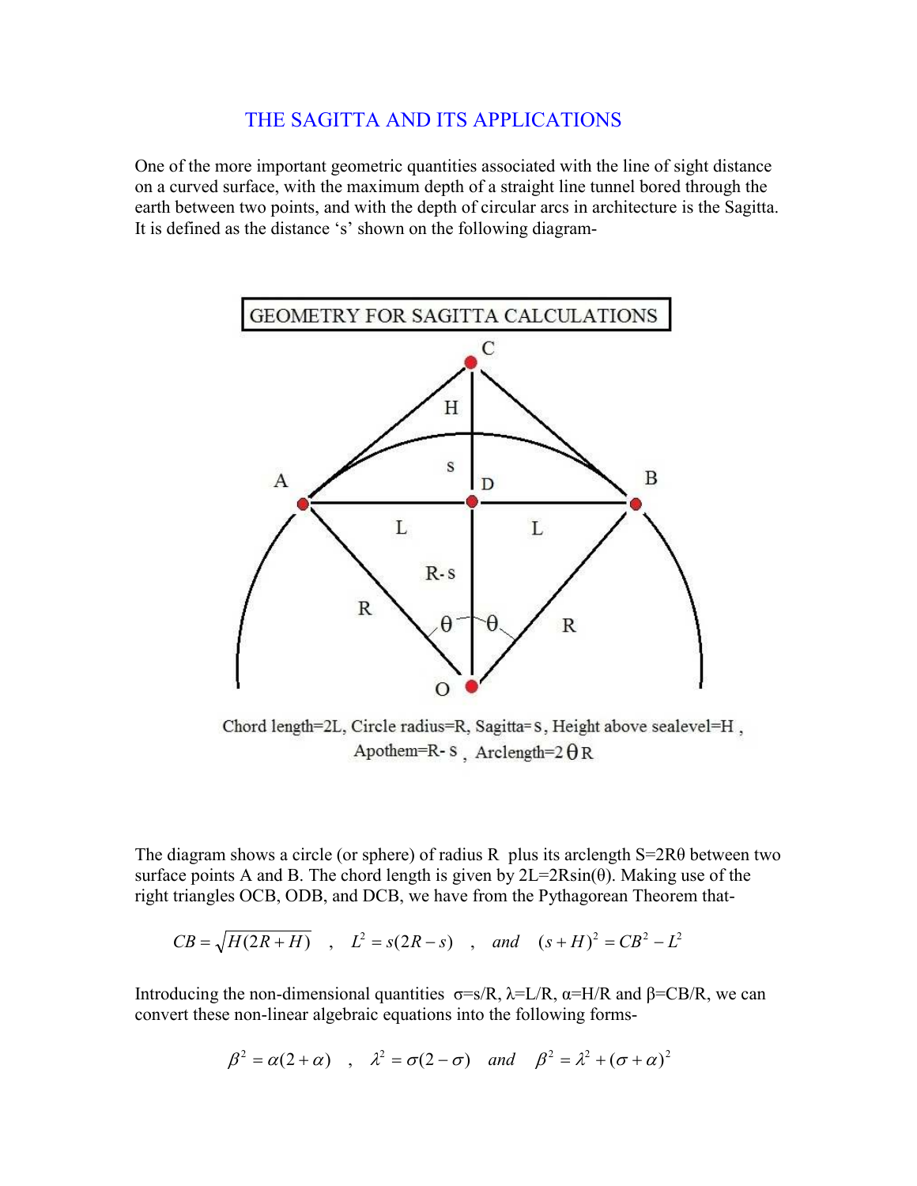# THE SAGITTA AND ITS APPLICATIONS

One of the more important geometric quantities associated with the line of sight distance on a curved surface, with the maximum depth of a straight line tunnel bored through the earth between two points, and with the depth of circular arcs in architecture is the Sagitta. It is defined as the distance 's' shown on the following diagram-

GEOMETRY FOR SAGITTA CALCULATIONS

Chord length=2L, Circle radius=R, Sagitta= s, Height above sealevel=H , Apothem=R- s , Arclength=2θR

The diagram shows a circle (or sphere) of radius R plus its arclength S=2Rθ between two surface points A and B. The chord length is given by 2L=2Rsin(θ). Making use of the right triangles OCB, ODB, and DCB, we have from the Pythagorean Theorem that-

$$CB = \sqrt{H(2R+H)} \quad , \quad L^2 = s(2R-s) \quad , \quad and \quad (s+H)^2 = CB^2 - L^2$$

Introducing the non-dimensional quantities σ=s/R, λ=L/R, α=H/R and β=CB/R, we can convert these non-linear algebraic equations into the following forms-

$$\beta^2 = \alpha(2+\alpha) \quad , \quad \lambda^2 = \sigma(2-\sigma) \quad and \quad \beta^2 = \lambda^2 + (\sigma+\alpha)^2$$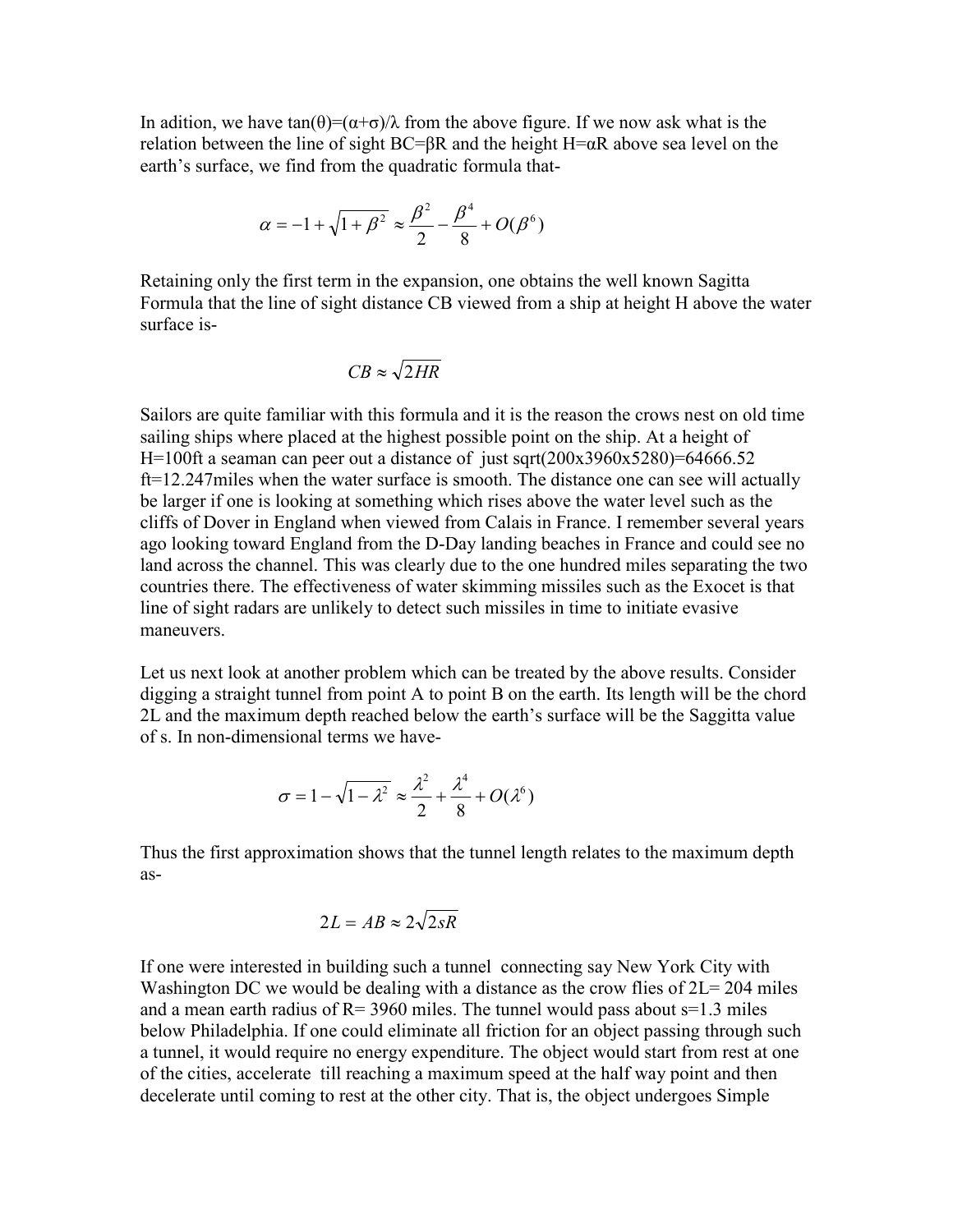In adition, we have $\tan(\theta)=(\alpha+\sigma)/\lambda$ from the above figure. If we now ask what is the relation between the line of sight $BC=\beta R$ and the height $H=\alpha R$ above sea level on the earth's surface, we find from the quadratic formula that-

$$\alpha = -1 + \sqrt{1+\beta^2} \approx \frac{\beta^2}{2} - \frac{\beta^4}{8} + O(\beta^6)$$

Retaining only the first term in the expansion, one obtains the well known Sagitta Formula that the line of sight distance CB viewed from a ship at height H above the water surface is-

$$CB \approx \sqrt{2HR}$$

Sailors are quite familiar with this formula and it is the reason the crows nest on old time sailing ships where placed at the highest possible point on the ship. At a height of H=100ft a seaman can peer out a distance of just sqrt(200x3960x5280)=64666.52 ft=12.247miles when the water surface is smooth. The distance one can see will actually be larger if one is looking at something which rises above the water level such as the cliffs of Dover in England when viewed from Calais in France. I remember several years ago looking toward England from the D-Day landing beaches in France and could see no land across the channel. This was clearly due to the one hundred miles separating the two countries there. The effectiveness of water skimming missiles such as the Exocet is that line of sight radars are unlikely to detect such missiles in time to initiate evasive maneuvers.

Let us next look at another problem which can be treated by the above results. Consider digging a straight tunnel from point A to point B on the earth. Its length will be the chord 2L and the maximum depth reached below the earth's surface will be the Saggitta value of s. In non-dimensional terms we have-

$$\sigma = 1 - \sqrt{1-\lambda^2} \approx \frac{\lambda^2}{2} + \frac{\lambda^4}{8} + O(\lambda^6)$$

Thus the first approximation shows that the tunnel length relates to the maximum depth as-

$$2L = AB \approx 2\sqrt{2sR}$$

If one were interested in building such a tunnel connecting say New York City with Washington DC we would be dealing with a distance as the crow flies of 2L= 204 miles and a mean earth radius of R= 3960 miles. The tunnel would pass about s=1.3 miles below Philadelphia. If one could eliminate all friction for an object passing through such a tunnel, it would require no energy expenditure. The object would start from rest at one of the cities, accelerate till reaching a maximum speed at the half way point and then decelerate until coming to rest at the other city. That is, the object undergoes Simple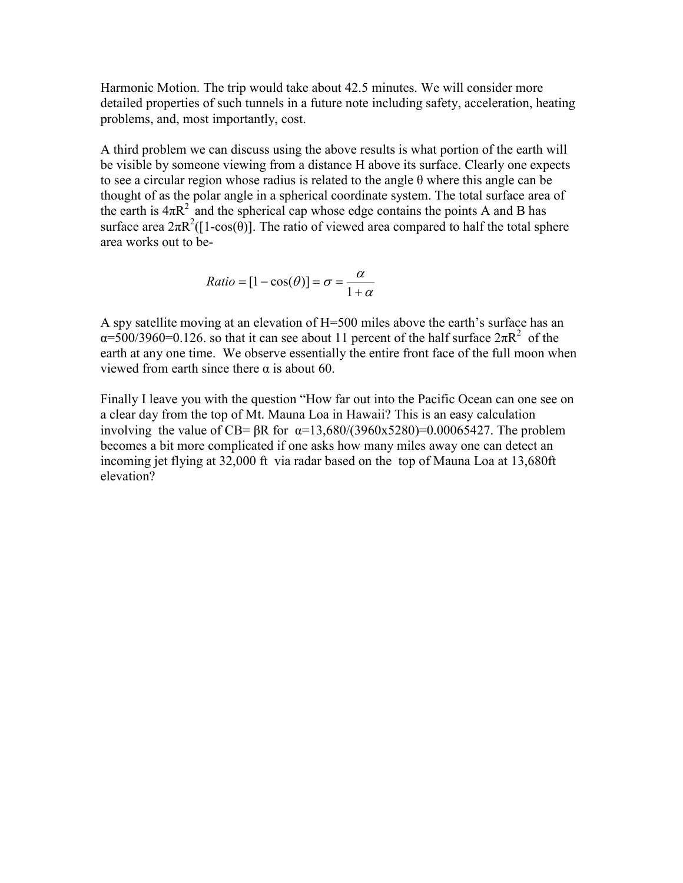Harmonic Motion. The trip would take about 42.5 minutes. We will consider more detailed properties of such tunnels in a future note including safety, acceleration, heating problems, and, most importantly, cost.

A third problem we can discuss using the above results is what portion of the earth will be visible by someone viewing from a distance H above its surface. Clearly one expects to see a circular region whose radius is related to the angle $\theta$ where this angle can be thought of as the polar angle in a spherical coordinate system. The total surface area of the earth is $4\pi R^2$ and the spherical cap whose edge contains the points A and B has surface area $2\pi R^2([1-\cos(\theta)]$. The ratio of viewed area compared to half the total sphere area works out to be-

$$Ratio = [1 - \cos(\theta)] = \sigma = \frac{\alpha}{1+\alpha}$$

A spy satellite moving at an elevation of H=500 miles above the earth's surface has an $\alpha$=500/3960=0.126. so that it can see about 11 percent of the half surface $2\pi R^2$ of the earth at any one time. We observe essentially the entire front face of the full moon when viewed from earth since there $\alpha$ is about 60.

Finally I leave you with the question "How far out into the Pacific Ocean can one see on a clear day from the top of Mt. Mauna Loa in Hawaii? This is an easy calculation involving the value of CB= $\beta$R for $\alpha$=13,680/(3960x5280)=0.00065427. The problem becomes a bit more complicated if one asks how many miles away one can detect an incoming jet flying at 32,000 ft via radar based on the top of Mauna Loa at 13,680ft elevation?